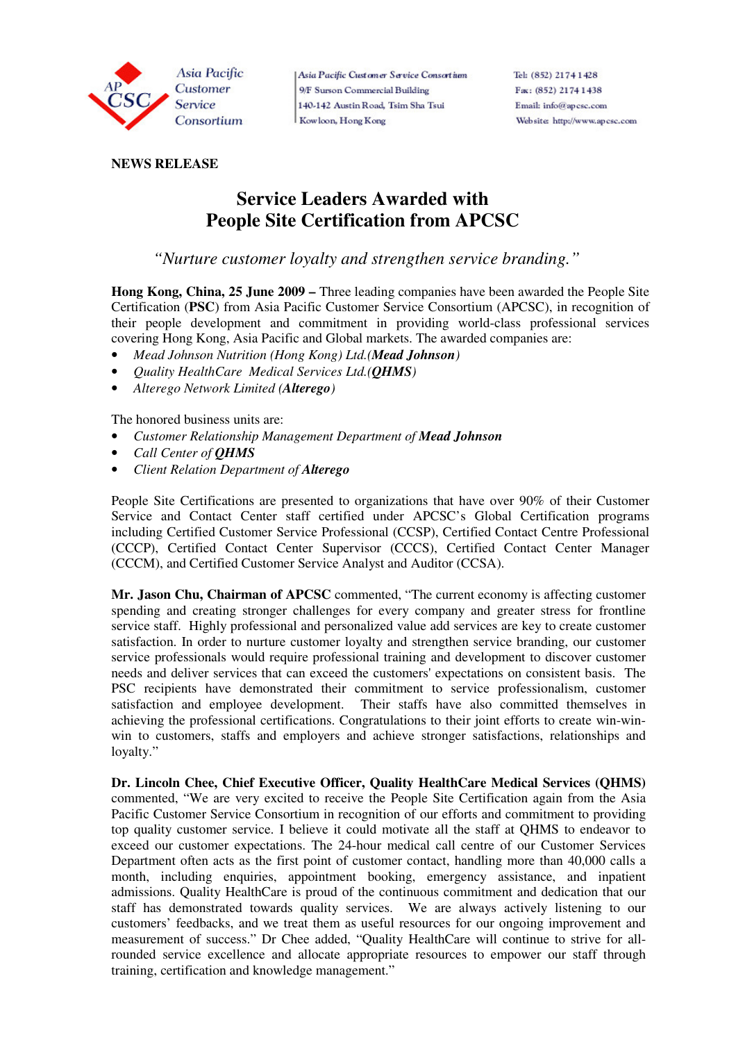Asia Pacific Customer Service Consortium

Asia Pacific Customer Service Consortium
9/F Surson Commercial Building
140-142 Austin Road, Tsim Sha Tsui
Kowloon, Hong Kong

Tel: (852) 2174 1428
Fax: (852) 2174 1438
Email: info@apcsc.com
Website: http://www.apcsc.com

**NEWS RELEASE**

# Service Leaders Awarded with People Site Certification from APCSC

*"Nurture customer loyalty and strengthen service branding."*

**Hong Kong, China, 25 June 2009 –** Three leading companies have been awarded the People Site Certification (**PSC**) from Asia Pacific Customer Service Consortium (APCSC), in recognition of their people development and commitment in providing world-class professional services covering Hong Kong, Asia Pacific and Global markets. The awarded companies are:

- *Mead Johnson Nutrition (Hong Kong) Ltd.(**Mead Johnson**)*
- *Quality HealthCare Medical Services Ltd.(**QHMS**)*
- *Alterego Network Limited (**Alterego**)*

The honored business units are:

- *Customer Relationship Management Department of **Mead Johnson***
- *Call Center of **QHMS***
- *Client Relation Department of **Alterego***

People Site Certifications are presented to organizations that have over 90% of their Customer Service and Contact Center staff certified under APCSC's Global Certification programs including Certified Customer Service Professional (CCSP), Certified Contact Centre Professional (CCCP), Certified Contact Center Supervisor (CCCS), Certified Contact Center Manager (CCCM), and Certified Customer Service Analyst and Auditor (CCSA).

**Mr. Jason Chu, Chairman of APCSC** commented, "The current economy is affecting customer spending and creating stronger challenges for every company and greater stress for frontline service staff. Highly professional and personalized value add services are key to create customer satisfaction. In order to nurture customer loyalty and strengthen service branding, our customer service professionals would require professional training and development to discover customer needs and deliver services that can exceed the customers' expectations on consistent basis. The PSC recipients have demonstrated their commitment to service professionalism, customer satisfaction and employee development. Their staffs have also committed themselves in achieving the professional certifications. Congratulations to their joint efforts to create win-win-win to customers, staffs and employers and achieve stronger satisfactions, relationships and loyalty."

**Dr. Lincoln Chee, Chief Executive Officer, Quality HealthCare Medical Services (QHMS)** commented, "We are very excited to receive the People Site Certification again from the Asia Pacific Customer Service Consortium in recognition of our efforts and commitment to providing top quality customer service. I believe it could motivate all the staff at QHMS to endeavor to exceed our customer expectations. The 24-hour medical call centre of our Customer Services Department often acts as the first point of customer contact, handling more than 40,000 calls a month, including enquiries, appointment booking, emergency assistance, and inpatient admissions. Quality HealthCare is proud of the continuous commitment and dedication that our staff has demonstrated towards quality services. We are always actively listening to our customers' feedbacks, and we treat them as useful resources for our ongoing improvement and measurement of success." Dr Chee added, "Quality HealthCare will continue to strive for all-rounded service excellence and allocate appropriate resources to empower our staff through training, certification and knowledge management."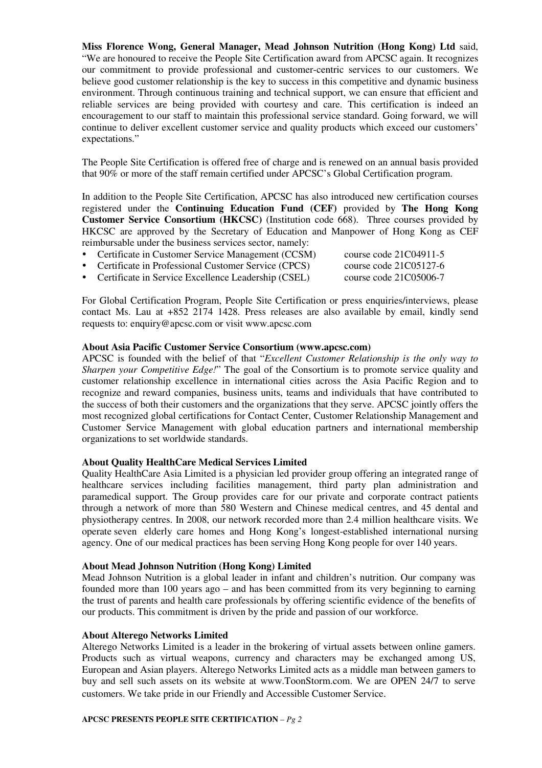**Miss Florence Wong, General Manager, Mead Johnson Nutrition (Hong Kong) Ltd** said, "We are honoured to receive the People Site Certification award from APCSC again. It recognizes our commitment to provide professional and customer-centric services to our customers. We believe good customer relationship is the key to success in this competitive and dynamic business environment. Through continuous training and technical support, we can ensure that efficient and reliable services are being provided with courtesy and care. This certification is indeed an encouragement to our staff to maintain this professional service standard. Going forward, we will continue to deliver excellent customer service and quality products which exceed our customers' expectations."

The People Site Certification is offered free of charge and is renewed on an annual basis provided that 90% or more of the staff remain certified under APCSC's Global Certification program.

In addition to the People Site Certification, APCSC has also introduced new certification courses registered under the **Continuing Education Fund (CEF)** provided by **The Hong Kong Customer Service Consortium (HKCSC)** (Institution code 668). Three courses provided by HKCSC are approved by the Secretary of Education and Manpower of Hong Kong as CEF reimbursable under the business services sector, namely:

- Certificate in Customer Service Management (CCSM) course code 21C04911-5
- Certificate in Professional Customer Service (CPCS) course code 21C05127-6
- Certificate in Service Excellence Leadership (CSEL) course code 21C05006-7

For Global Certification Program, People Site Certification or press enquiries/interviews, please contact Ms. Lau at +852 2174 1428. Press releases are also available by email, kindly send requests to: enquiry@apcsc.com or visit www.apcsc.com

**About Asia Pacific Customer Service Consortium (www.apcsc.com)**

APCSC is founded with the belief of that "*Excellent Customer Relationship is the only way to Sharpen your Competitive Edge!*" The goal of the Consortium is to promote service quality and customer relationship excellence in international cities across the Asia Pacific Region and to recognize and reward companies, business units, teams and individuals that have contributed to the success of both their customers and the organizations that they serve. APCSC jointly offers the most recognized global certifications for Contact Center, Customer Relationship Management and Customer Service Management with global education partners and international membership organizations to set worldwide standards.

**About Quality HealthCare Medical Services Limited**

Quality HealthCare Asia Limited is a physician led provider group offering an integrated range of healthcare services including facilities management, third party plan administration and paramedical support. The Group provides care for our private and corporate contract patients through a network of more than 580 Western and Chinese medical centres, and 45 dental and physiotherapy centres. In 2008, our network recorded more than 2.4 million healthcare visits. We operate seven elderly care homes and Hong Kong's longest-established international nursing agency. One of our medical practices has been serving Hong Kong people for over 140 years.

**About Mead Johnson Nutrition (Hong Kong) Limited**

Mead Johnson Nutrition is a global leader in infant and children's nutrition. Our company was founded more than 100 years ago – and has been committed from its very beginning to earning the trust of parents and health care professionals by offering scientific evidence of the benefits of our products. This commitment is driven by the pride and passion of our workforce.

**About Alterego Networks Limited**

Alterego Networks Limited is a leader in the brokering of virtual assets between online gamers. Products such as virtual weapons, currency and characters may be exchanged among US, European and Asian players. Alterego Networks Limited acts as a middle man between gamers to buy and sell such assets on its website at www.ToonStorm.com. We are OPEN 24/7 to serve customers. We take pride in our Friendly and Accessible Customer Service.